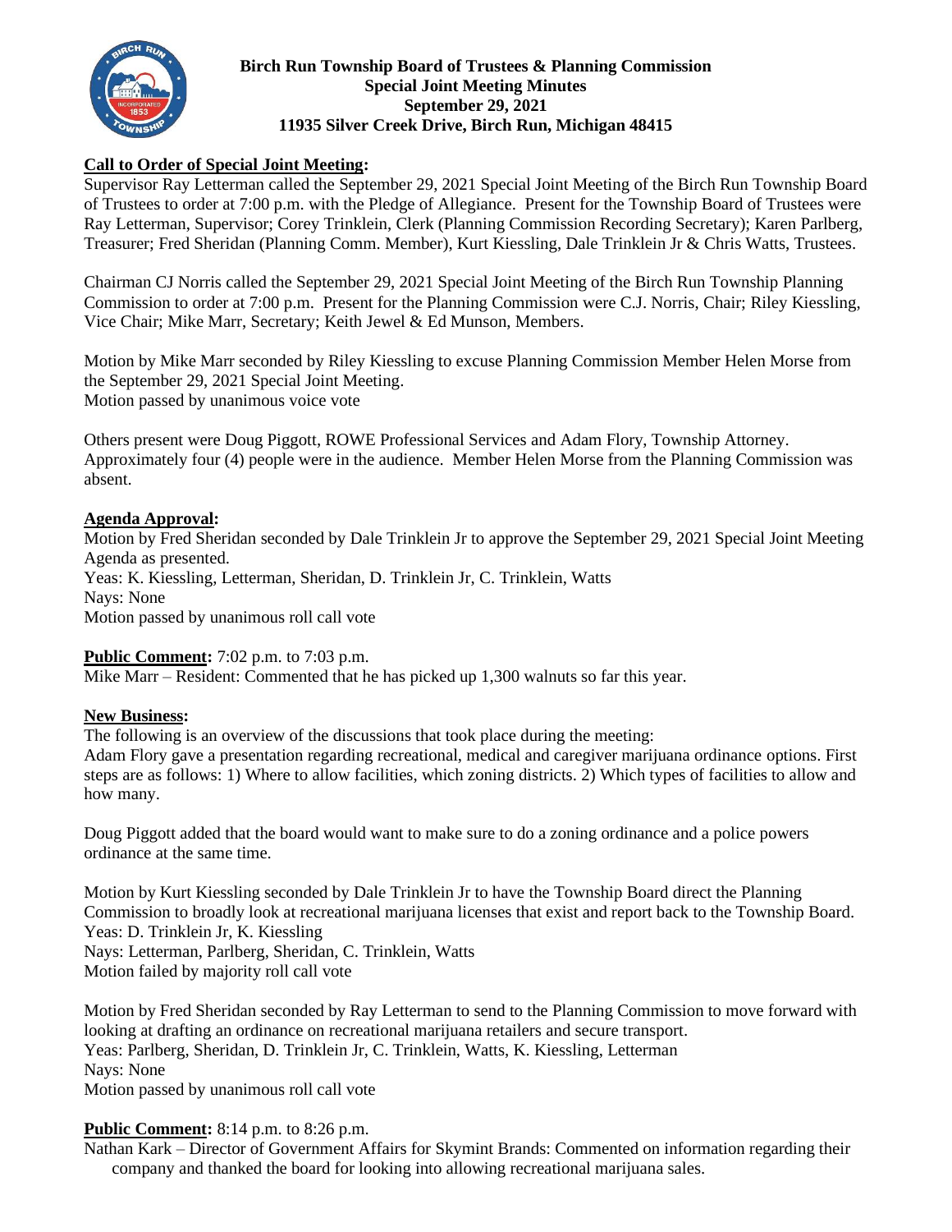**Birch Run Township Board of Trustees & Planning Commission**
**Special Joint Meeting Minutes**
**September 29, 2021**
**11935 Silver Creek Drive, Birch Run, Michigan 48415**

**Call to Order of Special Joint Meeting:**

Supervisor Ray Letterman called the September 29, 2021 Special Joint Meeting of the Birch Run Township Board of Trustees to order at 7:00 p.m. with the Pledge of Allegiance. Present for the Township Board of Trustees were Ray Letterman, Supervisor; Corey Trinklein, Clerk (Planning Commission Recording Secretary); Karen Parlberg, Treasurer; Fred Sheridan (Planning Comm. Member), Kurt Kiessling, Dale Trinklein Jr & Chris Watts, Trustees.

Chairman CJ Norris called the September 29, 2021 Special Joint Meeting of the Birch Run Township Planning Commission to order at 7:00 p.m. Present for the Planning Commission were C.J. Norris, Chair; Riley Kiessling, Vice Chair; Mike Marr, Secretary; Keith Jewel & Ed Munson, Members.

Motion by Mike Marr seconded by Riley Kiessling to excuse Planning Commission Member Helen Morse from the September 29, 2021 Special Joint Meeting.
Motion passed by unanimous voice vote

Others present were Doug Piggott, ROWE Professional Services and Adam Flory, Township Attorney. Approximately four (4) people were in the audience. Member Helen Morse from the Planning Commission was absent.

**Agenda Approval:**

Motion by Fred Sheridan seconded by Dale Trinklein Jr to approve the September 29, 2021 Special Joint Meeting Agenda as presented.
Yeas: K. Kiessling, Letterman, Sheridan, D. Trinklein Jr, C. Trinklein, Watts
Nays: None
Motion passed by unanimous roll call vote

**Public Comment:** 7:02 p.m. to 7:03 p.m.
Mike Marr – Resident: Commented that he has picked up 1,300 walnuts so far this year.

**New Business:**

The following is an overview of the discussions that took place during the meeting:
Adam Flory gave a presentation regarding recreational, medical and caregiver marijuana ordinance options. First steps are as follows: 1) Where to allow facilities, which zoning districts. 2) Which types of facilities to allow and how many.

Doug Piggott added that the board would want to make sure to do a zoning ordinance and a police powers ordinance at the same time.

Motion by Kurt Kiessling seconded by Dale Trinklein Jr to have the Township Board direct the Planning Commission to broadly look at recreational marijuana licenses that exist and report back to the Township Board.
Yeas: D. Trinklein Jr, K. Kiessling
Nays: Letterman, Parlberg, Sheridan, C. Trinklein, Watts
Motion failed by majority roll call vote

Motion by Fred Sheridan seconded by Ray Letterman to send to the Planning Commission to move forward with looking at drafting an ordinance on recreational marijuana retailers and secure transport.
Yeas: Parlberg, Sheridan, D. Trinklein Jr, C. Trinklein, Watts, K. Kiessling, Letterman
Nays: None
Motion passed by unanimous roll call vote

**Public Comment:** 8:14 p.m. to 8:26 p.m.
Nathan Kark – Director of Government Affairs for Skymint Brands: Commented on information regarding their company and thanked the board for looking into allowing recreational marijuana sales.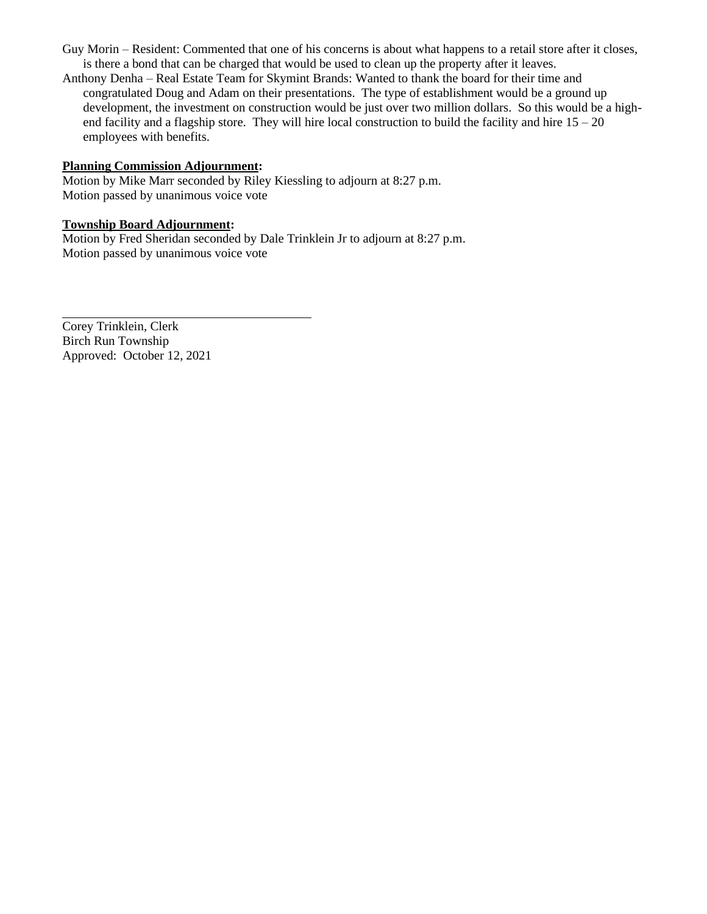Guy Morin – Resident: Commented that one of his concerns is about what happens to a retail store after it closes, is there a bond that can be charged that would be used to clean up the property after it leaves.

Anthony Denha – Real Estate Team for Skymint Brands: Wanted to thank the board for their time and congratulated Doug and Adam on their presentations. The type of establishment would be a ground up development, the investment on construction would be just over two million dollars. So this would be a high-end facility and a flagship store. They will hire local construction to build the facility and hire 15 – 20 employees with benefits.

**Planning Commission Adjournment:**

Motion by Mike Marr seconded by Riley Kiessling to adjourn at 8:27 p.m.
Motion passed by unanimous voice vote

**Township Board Adjournment:**

Motion by Fred Sheridan seconded by Dale Trinklein Jr to adjourn at 8:27 p.m.
Motion passed by unanimous voice vote

\_\_\_\_\_\_\_\_\_\_\_\_\_\_\_\_\_\_\_\_\_\_\_\_\_\_\_\_\_\_\_\_\_\_\_\_\_\_\_\_

Corey Trinklein, Clerk
Birch Run Township
Approved: October 12, 2021